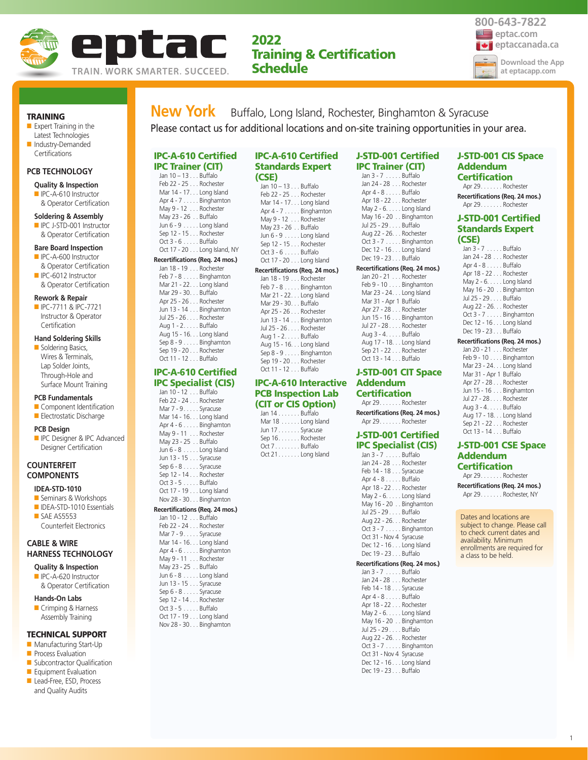# eptac

TRAIN. WORK SMARTER. SUCCEED.

## 2022 Training & Certification Schedule

800-643-7822
eptac.com
eptaccanada.ca
Download the App at eptacapp.com

### TRAINING
- Expert Training in the Latest Technologies
- Industry-Demanded Certifications

### PCB TECHNOLOGY

**Quality & Inspection**
- IPC-A-610 Instructor & Operator Certification

**Soldering & Assembly**
- IPC J-STD-001 Instructor & Operator Certification

**Bare Board Inspection**
- IPC-A-600 Instructor & Operator Certification
- IPC-6012 Instructor & Operator Certification

**Rework & Repair**
- IPC-7711 & IPC-7721 Instructor & Operator Certification

**Hand Soldering Skills**
- Soldering Basics, Wires & Terminals, Lap Solder Joints, Through-Hole and Surface Mount Training

**PCB Fundamentals**
- Component Identification
- Electrostatic Discharge

**PCB Design**
- IPC Designer & IPC Advanced Designer Certification

### COUNTERFEIT COMPONENTS

**IDEA-STD-1010**
- Seminars & Workshops
- IDEA-STD-1010 Essentials
- SAE AS5553 Counterfeit Electronics

### CABLE & WIRE HARNESS TECHNOLOGY

**Quality & Inspection**
- IPC-A-620 Instructor & Operator Certification

**Hands-On Labs**
- Crimping & Harness Assembly Training

### TECHNICAL SUPPORT
- Manufacturing Start-Up
- Process Evaluation
- Subcontractor Qualification
- Equipment Evaluation
- Lead-Free, ESD, Process and Quality Audits

# New York

Buffalo, Long Island, Rochester, Binghamton & Syracuse

Please contact us for additional locations and on-site training opportunities in your area.

## IPC-A-610 Certified IPC Trainer (CIT)

Jan 10 – 13 . . . Buffalo
Feb 22 - 25 . . . Rochester
Mar 14 - 17. . . Long Island
Apr 4 - 7 . . . . . Binghamton
May 9 - 12 . . . Rochester
May 23 - 26 . . Buffalo
Jun 6 - 9 . . . . . Long Island
Sep 12 - 15 . . . Rochester
Oct 3 - 6 . . . . . Buffalo
Oct 17 - 20 . . . Long Island, NY

**Recertifications (Req. 24 mos.)**

Jan 18 - 19 . . . Rochester
Feb 7 - 8 . . . . . Binghamton
Mar 21 - 22. . . Long Island
Mar 29 - 30. . . Buffalo
Apr 25 - 26 . . . Rochester
Jun 13 - 14 . . . Binghamton
Jul 25 - 26. . . . Rochester
Aug 1 - 2. . . . . Buffalo
Aug 15 - 16. . . Long Island
Sep 8 - 9 . . . . . Binghamton
Sep 19 - 20 . . . Rochester
Oct 11 - 12 . . . Buffalo

## IPC-A-610 Certified IPC Specialist (CIS)

Jan 10 - 12 . . . Buffalo
Feb 22 - 24 . . . Rochester
Mar 7 - 9. . . . . Syracuse
Mar 14 - 16. . . Long Island
Apr 4 - 6 . . . . . Binghamton
May 9 - 11 . . . Rochester
May 23 - 25 . . Buffalo
Jun 6 - 8 . . . . . Long Island
Jun 13 - 15 . . . Syracuse
Sep 6 - 8 . . . . . Syracuse
Sep 12 - 14 . . . Rochester
Oct 3 - 5 . . . . . Buffalo
Oct 17 - 19 . . . Long Island
Nov 28 - 30 . . . Binghamton

**Recertifications (Req. 24 mos.)**

Jan 10 - 12 . . . Buffalo
Feb 22 - 24 . . . Rochester
Mar 7 - 9. . . . . Syracuse
Mar 14 - 16. . . Long Island
Apr 4 - 6 . . . . . Binghamton
May 9 - 11 . . . Rochester
May 23 - 25 . . Buffalo
Jun 6 - 8 . . . . . Long Island
Jun 13 - 15 . . . Syracuse
Sep 6 - 8 . . . . . Syracuse
Sep 12 - 14 . . . Rochester
Oct 3 - 5 . . . . . Buffalo
Oct 17 - 19 . . . Long Island
Nov 28 - 30 . . . Binghamton

## IPC-A-610 Certified Standards Expert (CSE)

Jan 10 – 13 . . . Buffalo
Feb 22 - 25 . . . Rochester
Mar 14 - 17. . . Long Island
Apr 4 - 7 . . . . . Binghamton
May 9 - 12 . . . Rochester
May 23 - 26 . . Buffalo
Jun 6 - 9 . . . . . Long Island
Sep 12 - 15 . . . Rochester
Oct 3 - 6 . . . . . Buffalo
Oct 17 - 20 . . . Long Island

**Recertifications (Req. 24 mos.)**

Jan 18 - 19 . . . Rochester
Feb 7 - 8 . . . . . Binghamton
Mar 21 - 22. . . Long Island
Mar 29 - 30. . . Buffalo
Apr 25 - 26 . . . Rochester
Jun 13 - 14 . . . Binghamton
Jul 25 - 26. . . . Rochester
Aug 1 - 2. . . . . Buffalo
Aug 15 - 16. . . Long Island
Sep 8 - 9 . . . . . Binghamton
Sep 19 - 20 . . . Rochester
Oct 11 - 12 . . . Buffalo

## IPC-A-610 Interactive PCB Inspection Lab (CIT or CIS Option)

Jan 14 . . . . . . . Buffalo
Mar 18 . . . . . . Long Island
Jun 17 . . . . . . . Syracuse
Sep 16. . . . . . . Rochester
Oct 7 . . . . . . . . Buffalo
Oct 21 . . . . . . . Long Island

## J-STD-001 Certified IPC Trainer (CIT)

Jan 3 - 7 . . . . . Buffalo
Jan 24 - 28 . . . Rochester
Apr 4 - 8 . . . . . Buffalo
Apr 18 - 22 . . . Rochester
May 2 - 6. . . . . Long Island
May 16 - 20 . . Binghamton
Jul 25 - 29 . . . . Buffalo
Aug 22 - 26. . . Rochester
Oct 3 - 7 . . . . . Binghamton
Dec 12 - 16 . . . Long Island
Dec 19 - 23 . . . Buffalo

**Recertifications (Req. 24 mos.)**

Jan 20 - 21 . . . Rochester
Feb 9 - 10 . . . . Binghamton
Mar 23 - 24. . . Long Island
Mar 31 - Apr 1 Buffalo
Apr 27 - 28 . . . Rochester
Jun 15 - 16 . . . Binghamton
Jul 27 - 28 . . . . Rochester
Aug 3 - 4. . . . . Buffalo
Aug 17 - 18. . . Long Island
Sep 21 - 22 . . . Rochester
Oct 13 - 14 . . . Buffalo

## J-STD-001 CIT Space Addendum Certification

Apr 29. . . . . . . Rochester

**Recertifications (Req. 24 mos.)**

Apr 29. . . . . . . Rochester

## J-STD-001 Certified IPC Specialist (CIS)

Jan 3 - 7 . . . . . Buffalo
Jan 24 - 28 . . . Rochester
Feb 14 - 18 . . . Syracuse
Apr 4 - 8 . . . . . Buffalo
Apr 18 - 22 . . . Rochester
May 2 - 6. . . . . Long Island
May 16 - 20 . . Binghamton
Jul 25 - 29 . . . . Buffalo
Aug 22 - 26. . . Rochester
Oct 3 - 7 . . . . . Binghamton
Oct 31 - Nov 4 Syracuse
Dec 12 - 16 . . . Long Island
Dec 19 - 23 . . . Buffalo

**Recertifications (Req. 24 mos.)**

Jan 3 - 7 . . . . . Buffalo
Jan 24 - 28 . . . Rochester
Feb 14 - 18 . . . Syracuse
Apr 4 - 8 . . . . . Buffalo
Apr 18 - 22 . . . Rochester
May 2 - 6. . . . . Long Island
May 16 - 20 . . Binghamton
Jul 25 - 29 . . . . Buffalo
Aug 22 - 26. . . Rochester
Oct 3 - 7 . . . . . Binghamton
Oct 31 - Nov 4 Syracuse
Dec 12 - 16 . . . Long Island
Dec 19 - 23 . . . Buffalo

## J-STD-001 CIS Space Addendum Certification

Apr 29. . . . . . . Rochester

**Recertifications (Req. 24 mos.)**

Apr 29. . . . . . . Rochester

## J-STD-001 Certified Standards Expert (CSE)

Jan 3 - 7 . . . . . Buffalo
Jan 24 - 28 . . . Rochester
Apr 4 - 8 . . . . . Buffalo
Apr 18 - 22 . . . Rochester
May 2 - 6. . . . . Long Island
May 16 - 20 . . Binghamton
Jul 25 - 29 . . . . Buffalo
Aug 22 - 26. . . Rochester
Oct 3 - 7 . . . . . Binghamton
Dec 12 - 16 . . . Long Island
Dec 19 - 23 . . . Buffalo

**Recertifications (Req. 24 mos.)**

Jan 20 - 21 . . . Rochester
Feb 9 - 10 . . . . Binghamton
Mar 23 - 24. . . Long Island
Mar 31 - Apr 1 Buffalo
Apr 27 - 28 . . . Rochester
Jun 15 - 16 . . . Binghamton
Jul 27 - 28. . . . Rochester
Aug 3 - 4. . . . . Buffalo
Aug 17 - 18. . . Long Island
Sep 21 - 22 . . . Rochester
Oct 13 - 14 . . . Buffalo

## J-STD-001 CSE Space Addendum Certification

Apr 29. . . . . . . Rochester

**Recertifications (Req. 24 mos.)**

Apr 29. . . . . . . Rochester, NY

Dates and locations are subject to change. Please call to check current dates and availability. Minimum enrollments are required for a class to be held.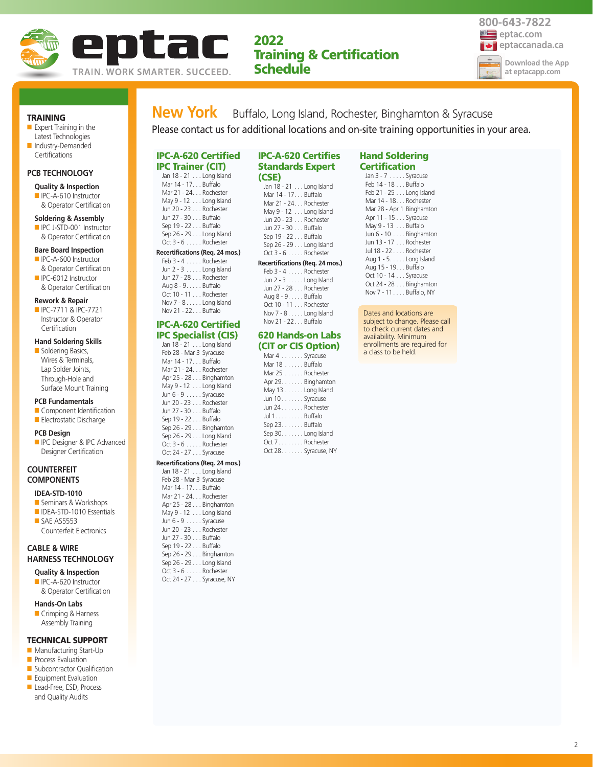# eptac

TRAIN. WORK SMARTER. SUCCEED.

## 2022 Training & Certification Schedule

800-643-7822
eptac.com
eptaccanada.ca
Download the App at eptacapp.com

### TRAINING

- Expert Training in the Latest Technologies
- Industry-Demanded Certifications

### PCB TECHNOLOGY

**Quality & Inspection**
- IPC-A-610 Instructor & Operator Certification

**Soldering & Assembly**
- IPC J-STD-001 Instructor & Operator Certification

**Bare Board Inspection**
- IPC-A-600 Instructor & Operator Certification
- IPC-6012 Instructor & Operator Certification

**Rework & Repair**
- IPC-7711 & IPC-7721 Instructor & Operator Certification

**Hand Soldering Skills**
- Soldering Basics, Wires & Terminals, Lap Solder Joints, Through-Hole and Surface Mount Training

**PCB Fundamentals**
- Component Identification
- Electrostatic Discharge

**PCB Design**
- IPC Designer & IPC Advanced Designer Certification

### COUNTERFEIT COMPONENTS

**IDEA-STD-1010**
- Seminars & Workshops
- IDEA-STD-1010 Essentials
- SAE AS5553 Counterfeit Electronics

### CABLE & WIRE HARNESS TECHNOLOGY

**Quality & Inspection**
- IPC-A-620 Instructor & Operator Certification

**Hands-On Labs**
- Crimping & Harness Assembly Training

### TECHNICAL SUPPORT

- Manufacturing Start-Up
- Process Evaluation
- Subcontractor Qualification
- Equipment Evaluation
- Lead-Free, ESD, Process and Quality Audits

# New York Buffalo, Long Island, Rochester, Binghamton & Syracuse

Please contact us for additional locations and on-site training opportunities in your area.

### IPC-A-620 Certified IPC Trainer (CIT)

Jan 18 - 21 . . . Long Island
Mar 14 - 17. . . Buffalo
Mar 21 - 24. . . Rochester
May 9 - 12 . . . Long Island
Jun 20 - 23 . . . Rochester
Jun 27 - 30 . . . Buffalo
Sep 19 - 22 . . . Buffalo
Sep 26 - 29 . . . Long Island
Oct 3 - 6 . . . . . Rochester

**Recertifications (Req. 24 mos.)**

Feb 3 - 4 . . . . . Rochester
Jun 2 - 3 . . . . . Long Island
Jun 27 - 28 . . . Rochester
Aug 8 - 9. . . . . Buffalo
Oct 10 - 11 . . . Rochester
Nov 7 - 8 . . . . . Long Island
Nov 21 - 22. . . Buffalo

### IPC-A-620 Certified IPC Specialist (CIS)

Jan 18 - 21 . . . Long Island
Feb 28 - Mar 3 Syracuse
Mar 14 - 17. . . Buffalo
Mar 21 - 24. . . Rochester
Apr 25 - 28 . . . Binghamton
May 9 - 12 . . . Long Island
Jun 6 - 9 . . . . . Syracuse
Jun 20 - 23 . . . Rochester
Jun 27 - 30 . . . Buffalo
Sep 19 - 22 . . . Buffalo
Sep 26 - 29. . . Binghamton
Sep 26 - 29 . . . Long Island
Oct 3 - 6 . . . . . Rochester
Oct 24 - 27 . . . Syracuse

**Recertifications (Req. 24 mos.)**

Jan 18 - 21 . . . Long Island
Feb 28 - Mar 3 Syracuse
Mar 14 - 17. . . Buffalo
Mar 21 - 24. . . Rochester
Apr 25 - 28 . . . Binghamton
May 9 - 12 . . . Long Island
Jun 6 - 9 . . . . . Syracuse
Jun 20 - 23 . . . Rochester
Jun 27 - 30 . . . Buffalo
Sep 19 - 22 . . . Buffalo
Sep 26 - 29. . . Binghamton
Sep 26 - 29 . . . Long Island
Oct 3 - 6 . . . . . Rochester
Oct 24 - 27 . . . Syracuse, NY

### IPC-A-620 Certifies Standards Expert (CSE)

Jan 18 - 21 . . . Long Island
Mar 14 - 17. . . Buffalo
Mar 21 - 24. . . Rochester
May 9 - 12 . . . Long Island
Jun 20 - 23 . . . Rochester
Jun 27 - 30 . . . Buffalo
Sep 19 - 22 . . . Buffalo
Sep 26 - 29 . . . Long Island
Oct 3 - 6 . . . . . Rochester

**Recertifications (Req. 24 mos.)**

Feb 3 - 4 . . . . . Rochester
Jun 2 - 3 . . . . . Long Island
Jun 27 - 28 . . . Rochester
Aug 8 - 9. . . . . Buffalo
Oct 10 - 11 . . . Rochester
Nov 7 - 8 . . . . . Long Island
Nov 21 - 22. . . Buffalo

### 620 Hands-on Labs (CIT or CIS Option)

Mar 4 . . . . . . . Syracuse
Mar 18 . . . . . . Buffalo
Mar 25 . . . . . . Rochester
Apr 29. . . . . . . Binghamton
May 13 . . . . . . Long Island
Jun 10 . . . . . . . Syracuse
Jun 24 . . . . . . . Rochester
Jul 1. . . . . . . . . Buffalo
Sep 23. . . . . . . Buffalo
Sep 30. . . . . . . Long Island
Oct 7 . . . . . . . . Rochester
Oct 28 . . . . . . . Syracuse, NY

### Hand Soldering Certification

Jan 3 - 7 . . . . . Syracuse
Feb 14 - 18 . . . Buffalo
Feb 21 - 25 . . . Long Island
Mar 14 - 18. . . Rochester
Mar 28 - Apr 1 Binghamton
Apr 11 - 15 . . . Syracuse
May 9 - 13 . . . Buffalo
Jun 6 - 10 . . . . Binghamton
Jun 13 - 17 . . . Rochester
Jul 18 - 22 . . . . Rochester
Aug 1 - 5. . . . . Long Island
Aug 15 - 19. . . Buffalo
Oct 10 - 14 . . . Syracuse
Oct 24 - 28 . . . Binghamton
Nov 7 - 11 . . . . Buffalo, NY

Dates and locations are subject to change. Please call to check current dates and availability. Minimum enrollments are required for a class to be held.